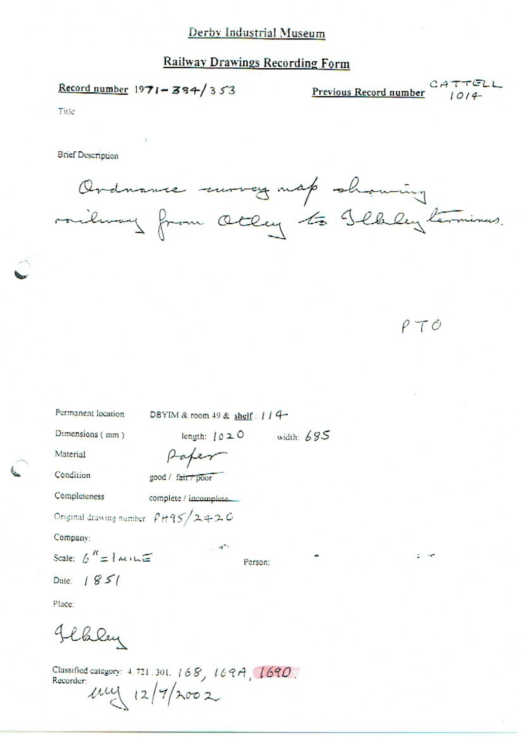# Derby Industrial Museum

## Railway Drawings Recording Form

**Record number** 1971-384/353

**Previous Record number** CATTELL 1014

Title

Brief Description

Ordnance survey map showing railway from Otley to Ilkley terminus.

PTO

Permanent location DBYIM & room 49 & shelf : 114

Dimensions ( mm ) length: 1020 width: 685

Material Paper

Condition good / ~~fair / poor~~

Completeness complete / ~~incomplete~~

Original drawing number PH95/2420

Company:

Scale: 6" = 1 MILE

Person:

Date: 1851

Place:

Ilkley

Classified category: 4.721.301. 168, 169A, 169D.

Recorder:

uuy 12/7/2002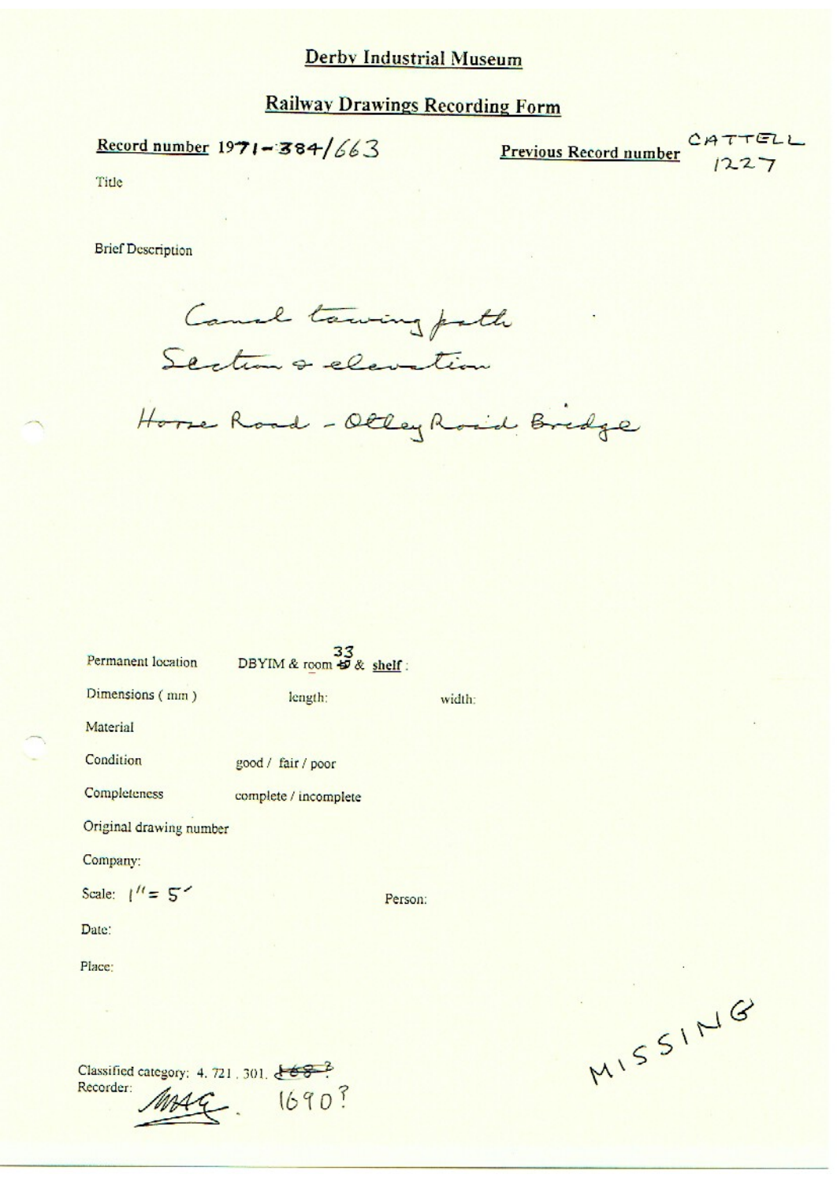# Derby Industrial Museum

## Railway Drawings Recording Form

**Record number** 1971-384/663

**Previous Record number** CATTELL 1227

Title

Brief Description

Canal towing path
Section & elevation
Horse Road - Otley Road Bridge

Permanent location DBYIM & room ~~49~~ 33 & shelf :

Dimensions ( mm ) length: width:

Material

Condition good / fair / poor

Completeness complete / incomplete

Original drawing number

Company:

Scale: 1" = 5'

Person:

Date:

Place:

MISSING

Classified category: 4. 721. 301. ~~168?~~ 1690?

Recorder: MAG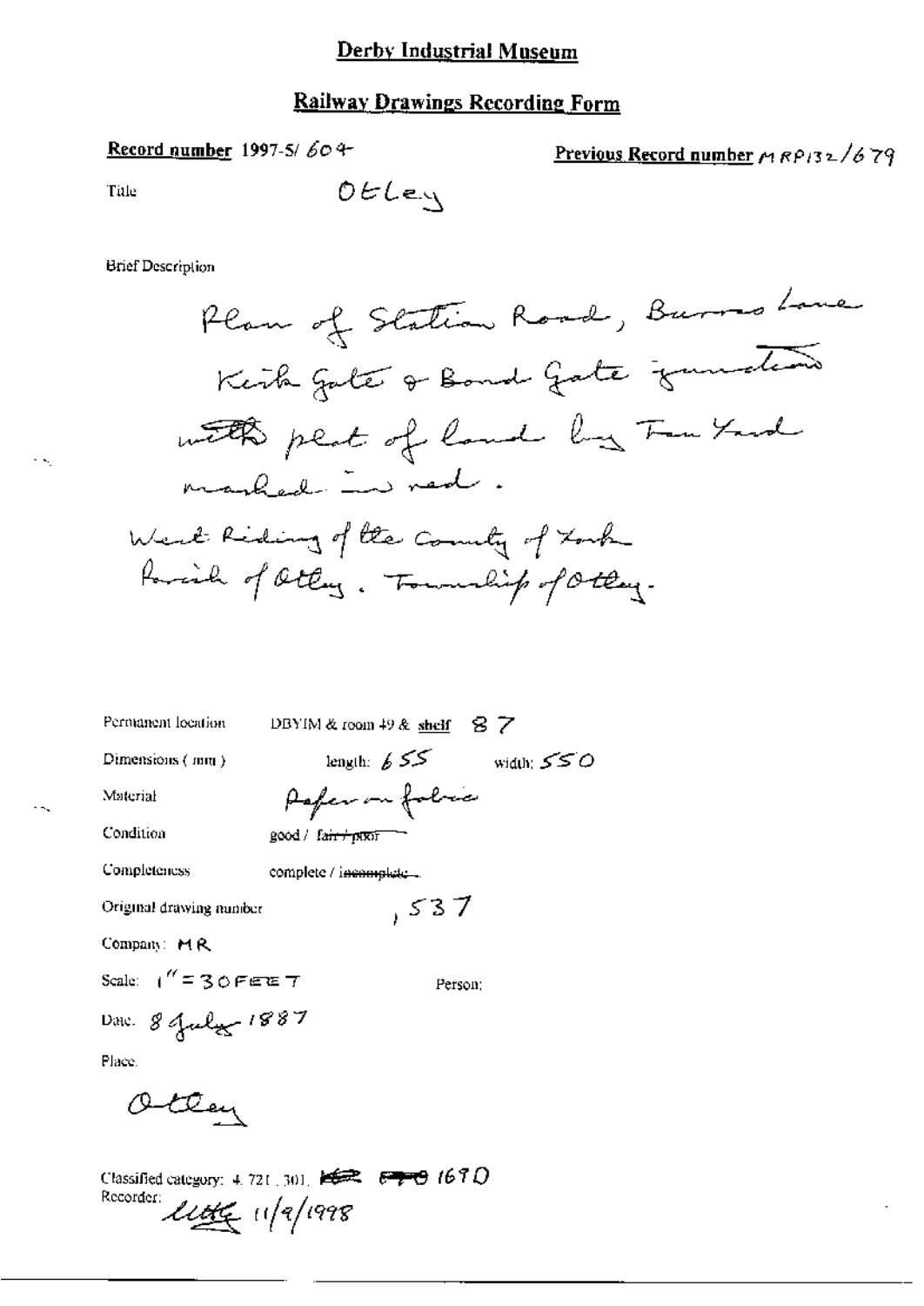# Derby Industrial Museum

## Railway Drawings Recording Form

**Record number** 1997-5/ 604

**Previous Record number** MRP132/679

Title: Otley

Brief Description

Plan of Station Road, Burras Lane, Kirk Gate & Bond Gate junctions with plot of land by Tan Yard marked in red.

West Riding of the County of York. Parish of Otley. Township of Otley.

Permanent location: DBYIM & room 49 & **shelf** 87

Dimensions (mm): length: 655 width: 550

Material: Paper on fabric

Condition: good / ~~fair / poor~~

Completeness: complete / ~~incomplete~~

Original drawing number: , 537

Company: MR

Scale: 1" = 30 FEET

Person:

Date: 8 July 1887

Place: Otley

Classified category: 4.721.301. ~~KER~~ ~~E~~ 169D

Recorder: [signature] 11/9/1998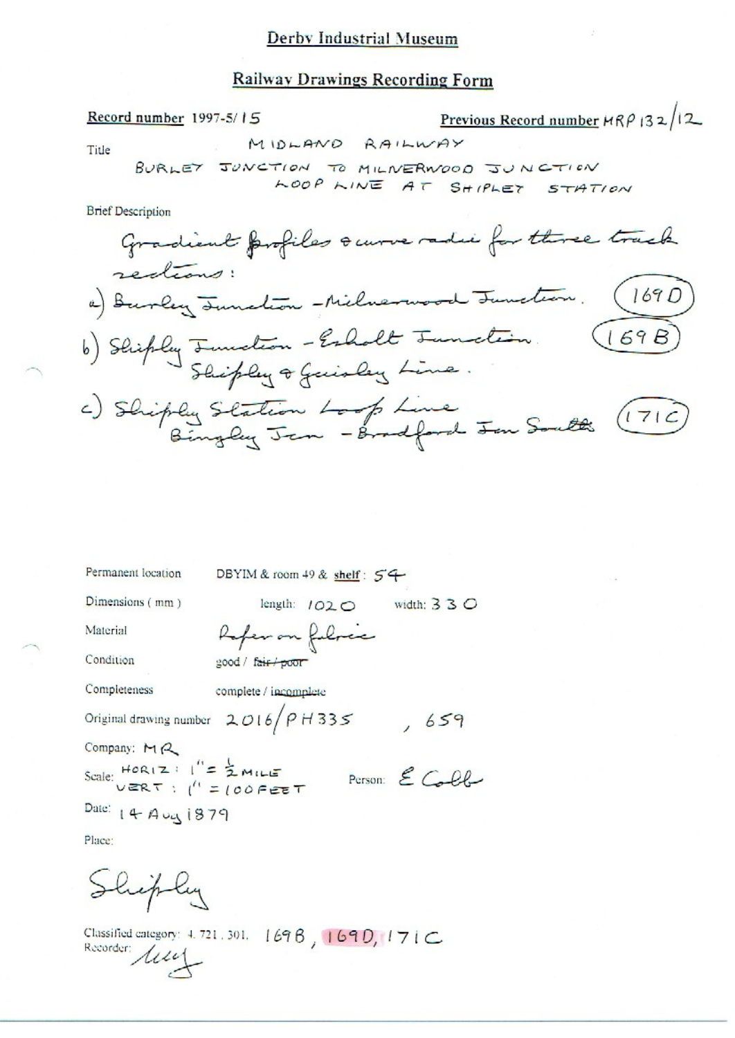# Derby Industrial Museum

## Railway Drawings Recording Form

**Record number** 1997-5/15

**Previous Record number** HRP 132/12

Title

MIDLAND RAILWAY
BURLEY JUNCTION TO MILNERWOOD JUNCTION
LOOP LINE AT SHIPLEY STATION

Brief Description

Gradient profiles & curve radii for three track sections:

a) Burley Junction - Milnerwood Junction. (169D)

b) Shipley Junction - Esholt Junction (169B)
Shipley & Guisley Line.

c) Shipley Station Loop Line
Bingley Jcn - Bradford Jcn South (171C)

Permanent location DBYIM & room 49 & **shelf**: 54

Dimensions (mm) length: 1020 width: 330

Material Paper on fabric

Condition good / ~~fair / poor~~

Completeness complete / ~~incomplete~~

Original drawing number 2016/PH335 , 659

Company: MR

Scale: HORIZ: 1" = ½ MILE
VERT: 1" = 100 FEET

Person: E Cobb

Date: 14 Aug 1879

Place:

Shipley

Classified category: 4. 721. 301. 169B, 169D, 171C

Recorder: ling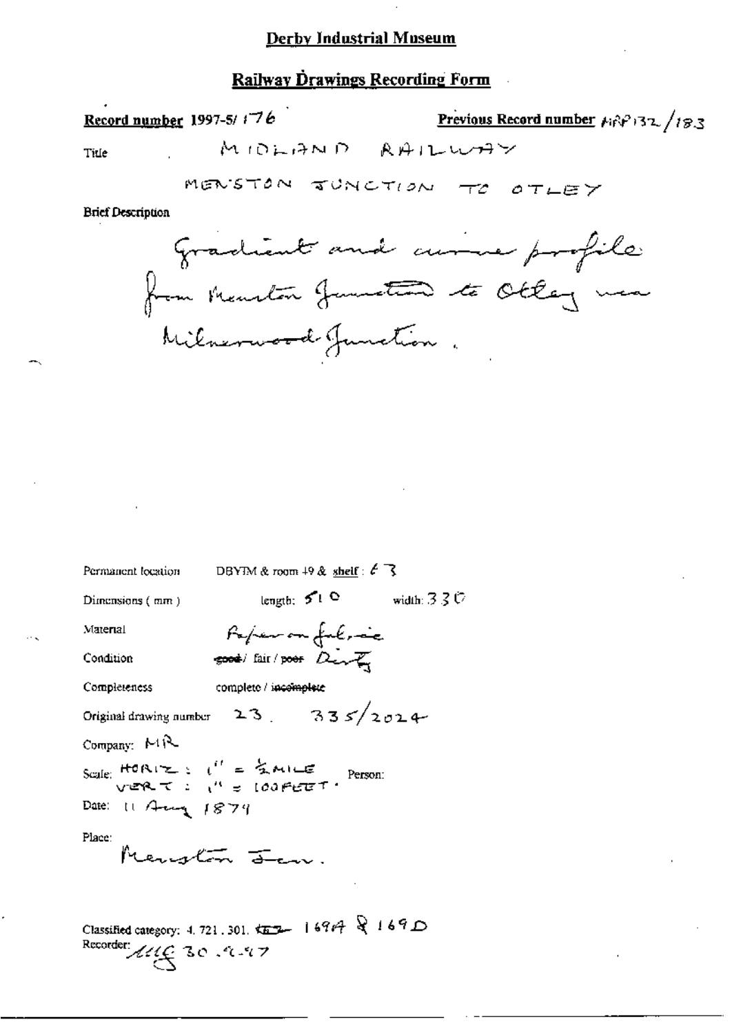# Derby Industrial Museum

## Railway Drawings Recording Form

**Record number** 1997-5/176 **Previous Record number** MRP132/183

Title MIDLAND RAILWAY

MENSTON JUNCTION TO OTLEY

**Brief Description**

Gradient and curve profile from Menston Junction to Otley via Milnerwood Junction.

Permanent location DBYIM & room 49 & shelf: 63

Dimensions (mm) length: 510 width: 330

Material Paper on fabric

Condition ~~good~~ / fair / ~~poor~~ Dirty

Completeness complete / ~~incomplete~~

Original drawing number 23. 335/2024

Company: MR

Scale: HORIZ: 1" = ½ MILE
VERT: 1" = 100 FEET.

Person:

Date: 11 Aug 1879

Place:
Menston Jcn.

Classified category: 4. 721. 301. ~~T~~ 169A & 169D

Recorder: MG 30.9.97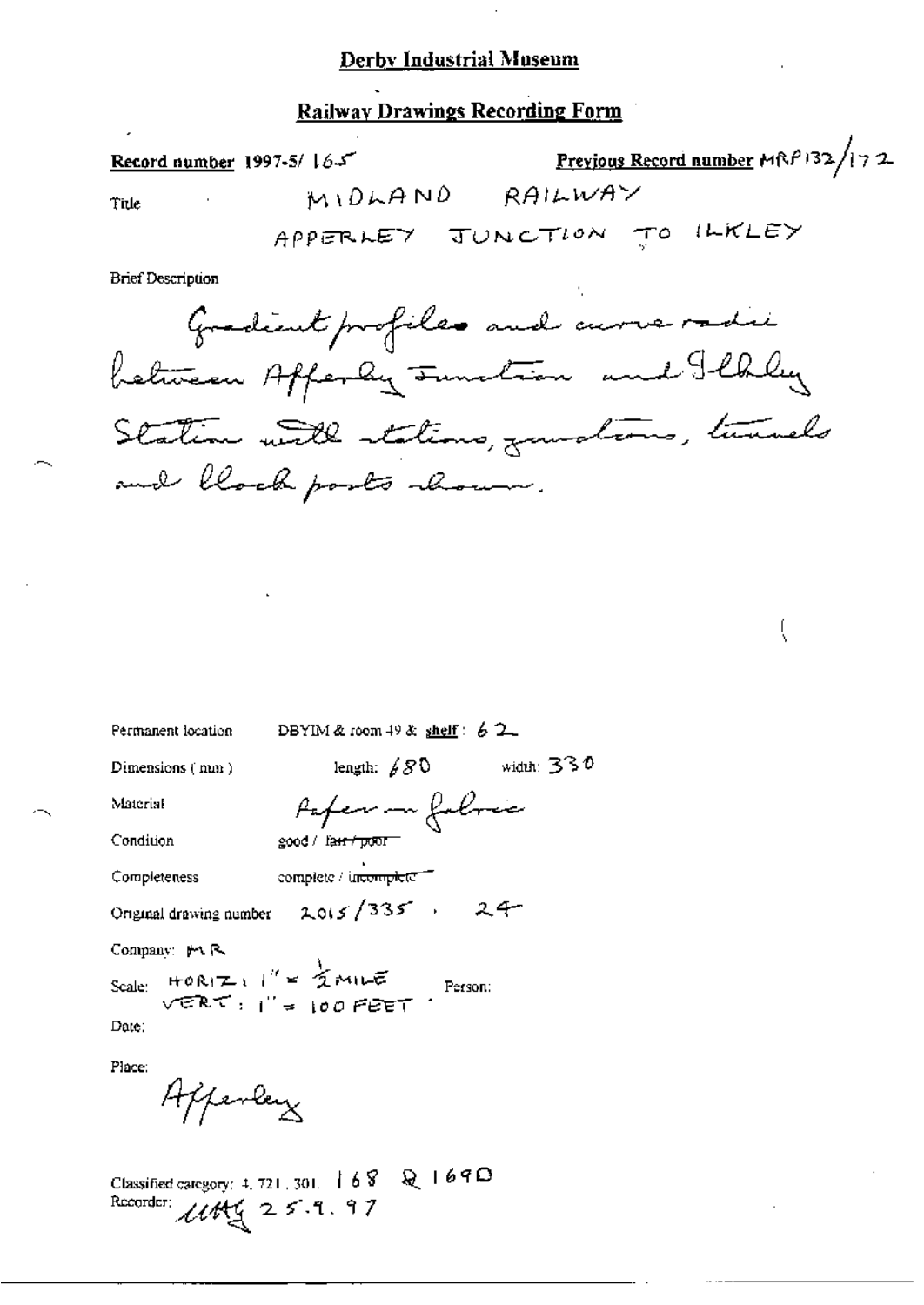# Derby Industrial Museum

## Railway Drawings Recording Form

**Record number** 1997-5/ 165 **Previous Record number** MRP132/172

Title MIDLAND RAILWAY
APPERLEY JUNCTION TO ILKLEY

Brief Description

Gradient profiles and curve radii between Apperley Junction and Ilkley Station with stations, junctions, tunnels and block posts shown.

Permanent location DBYIM & room 49 & **shelf**: 62

Dimensions (mm) length: 680 width: 330

Material Paper on fabric

Condition good / ~~fair / poor~~

Completeness complete / ~~incomplete~~

Original drawing number 2015/335 . 24

Company: MR

Scale: HORIZ: 1" = ½ MILE
VERT: 1" = 100 FEET Person:

Date:

Place:
Apperley

Classified category: 4. 721. 301. 168 & 169D
Recorder: MAG 25.9.97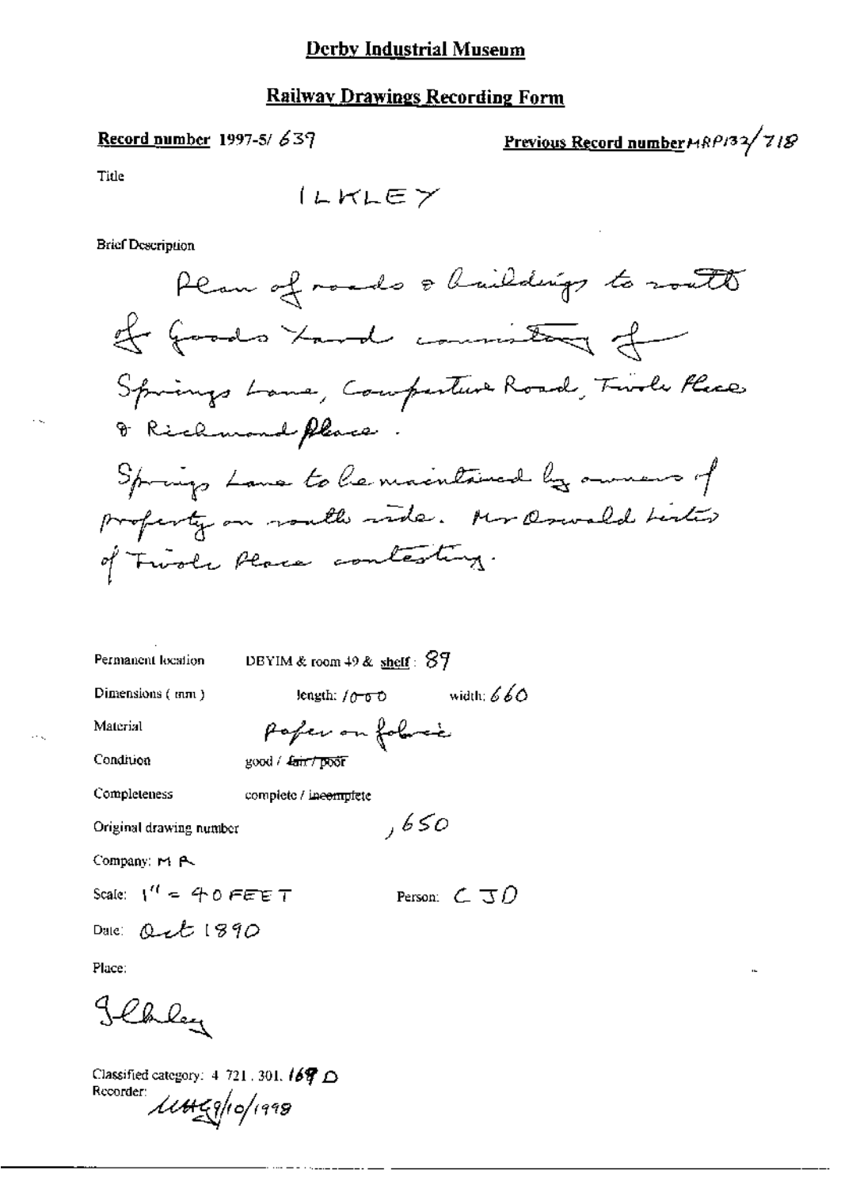# Derby Industrial Museum

## Railway Drawings Recording Form

**Record number** 1997-5/ 639

**Previous Record number** MRP132/718

Title

ILKLEY

Brief Description

Plan of roads & buildings to south of Goods Yard consisting of Springs Lane, Cowpasture Road, Tivoli Place & Richmond Place.

Springs Lane to be maintained by owners of property on south side. Mr Oswald Lister of Tivoli Place contesting.

Permanent location: DBYIM & room 49 & shelf: 89

Dimensions (mm): length: 1000 width: 660

Material: Paper on fabric

Condition: good / ~~fair / poor~~

Completeness: complete / ~~incomplete~~

Original drawing number: ,650

Company: M R

Scale: 1" = 40 FEET

Person: CJD

Date: Oct 1890

Place:

Ilkley

Classified category: 4. 721. 301. 169 D

Recorder: MHG 9/10/1998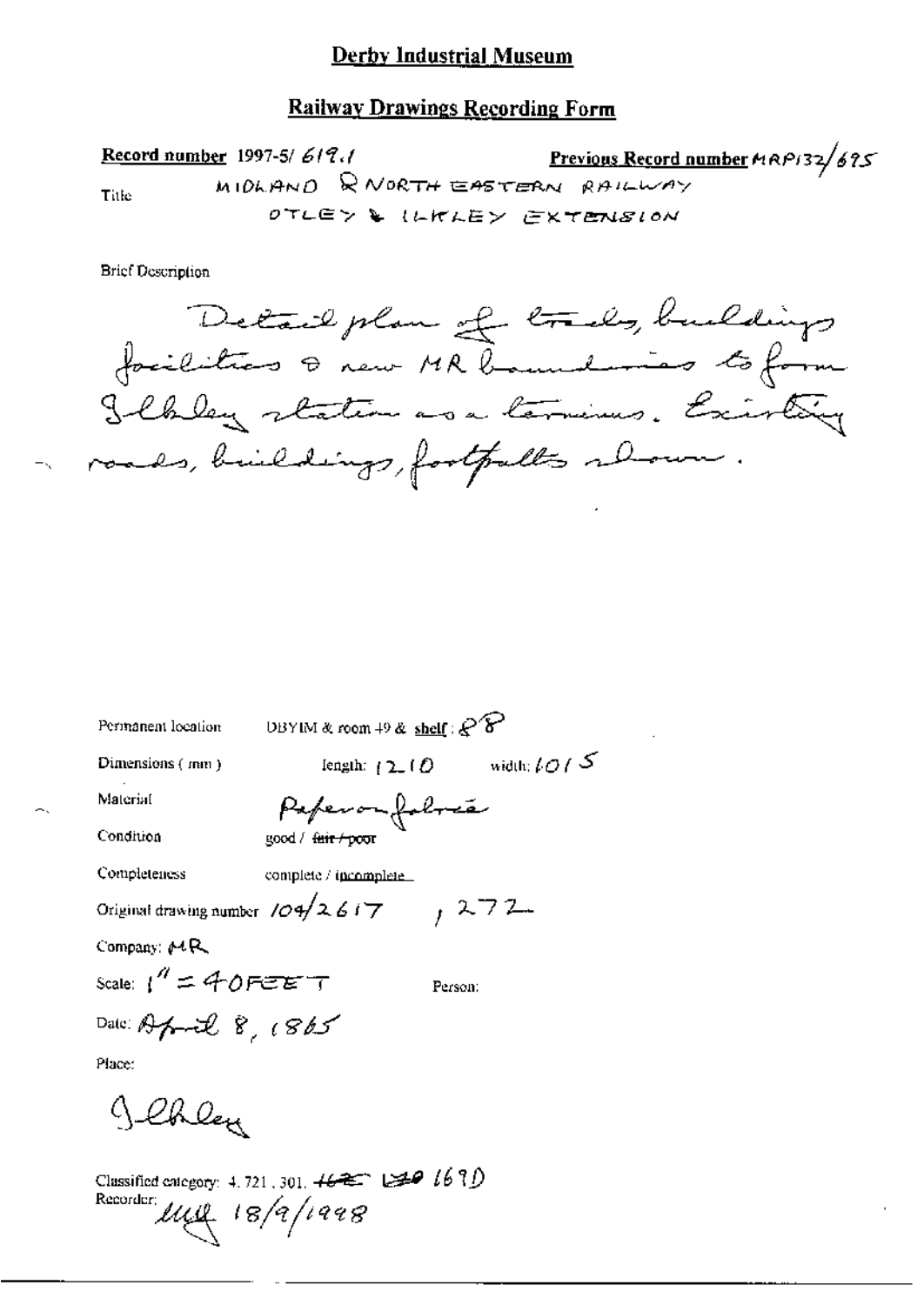# Derby Industrial Museum

## Railway Drawings Recording Form

**Record number** 1997-5/ 619.1

**Previous Record number** MRP132/695

Title: MIDLAND & NORTH EASTERN RAILWAY OTLEY & ILKLEY EXTENSION

Brief Description

Detail plan of tracks, buildings facilities & new MR boundaries to form Ilkley station as a terminus. Existing roads, buildings, footpaths shown.

Permanent location: DBYIM & room 49 & **shelf**: 88

Dimensions ( mm ): length: 1210 width: 1015

Material: Paper on fabric

Condition: good / ~~fair / poor~~

Completeness: complete / incomplete

Original drawing number: 104/2617 , 272

Company: MR

Scale: 1" = 40 FEET

Person:

Date: April 8, 1865

Place:

Ilkley

Classified category: 4.721, 301, ~~162~~ ~~L20~~ 169D

Recorder: MM 18/9/1998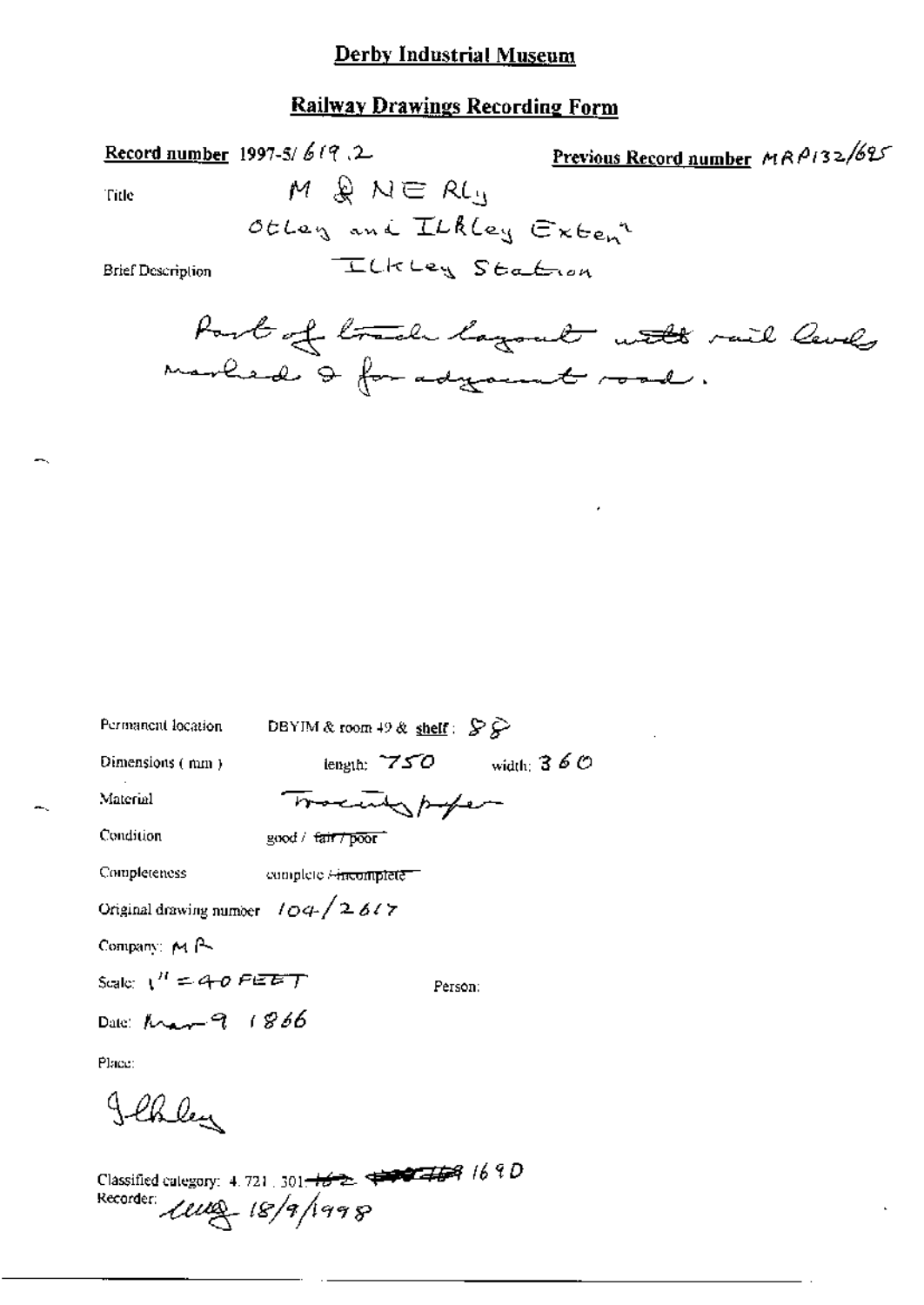## Derby Industrial Museum

## Railway Drawings Recording Form

**Record number** 1997-5/ 619 .2

**Previous Record number** MRP132/625

Title M & NE Rly
Otley and Ilkley Exten^n

Brief Description Ilkley Station

Part of track layout with rail levels marked & for adjacent road.

Permanent location DBYIM & room 49 & shelf: 88

Dimensions ( mm ) length: 750 width: 360

Material Tracing paper

Condition good / ~~fair / poor~~

Completeness complete / ~~incomplete~~

Original drawing number 104/2617

Company: MR

Scale: 1" = 40 FEET Person:

Date: Mar 9 1866

Place:

Ilkley

Classified category: 4. 721 . 301 ~~162~~ ~~169~~ 169D

Recorder: lmg 18/9/1998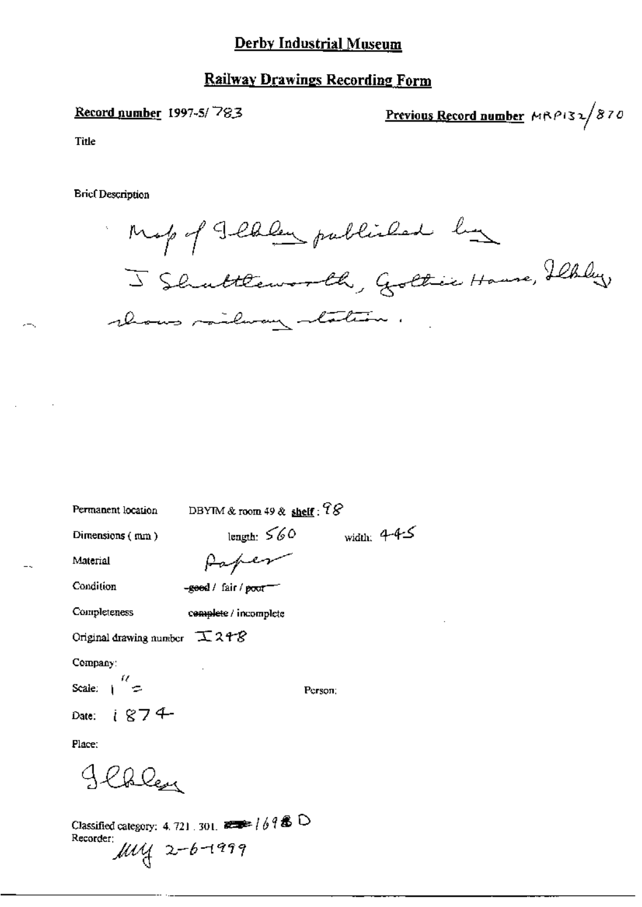# Derby Industrial Museum

## Railway Drawings Recording Form

**Record number** 1997-5/783

**Previous Record number** MRP132/870

Title

Brief Description

Map of Ilkley published by J Shuttleworth, Gothic House, Ilkley, shows railway station.

Permanent location DBYIM & room 49 & **shelf**: 98

Dimensions (mm) length: 560 width: 445

Material Paper

Condition ~~good~~ / fair / ~~poor~~

Completeness ~~complete~~ / incomplete

Original drawing number I 248

Company:

Scale: 1" =

Person:

Date: 1874

Place:

Ilkley

Classified category: 4.721.301. ~~[illegible]~~ 1698 D

Recorder: MW 2-6-1999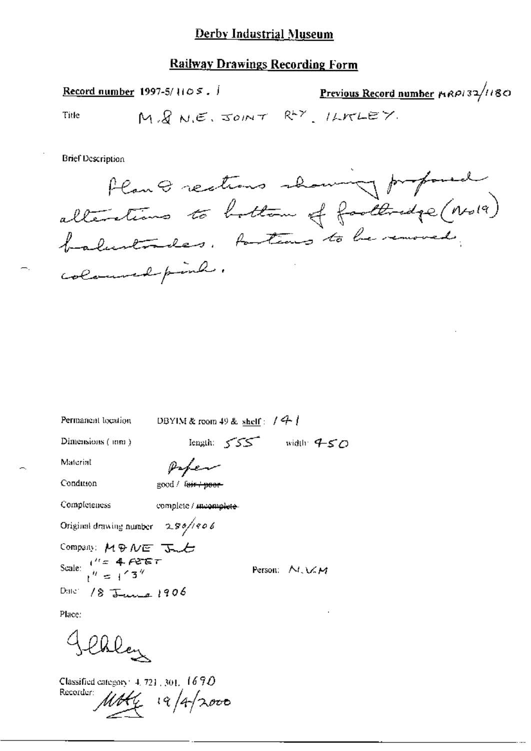# Derby Industrial Museum

## Railway Drawings Recording Form

**Record number** 1997-5/1105. 1

**Previous Record number** MRP132/1180

Title M. & N.E. JOINT RLY. ILKLEY.

Brief Description

Plan & sections showing proposed alterations to bottom of footbridge (No 19) balustrades. Portions to be removed coloured pink.

Permanent location DBYIM & room 49 & shelf: 141

Dimensions (mm) length: 555 width: 450

Material Paper

Condition good / ~~fair / poor~~

Completeness complete / ~~incomplete~~

Original drawing number 280/1906

Company: M & NE Jt

Scale: 1" = 4 FEET
1" = 1'3"

Person: N.V.M

Date: 18 June 1906

Place:

Ilkley

Classified category: 4.721.301. 1690

Recorder: MHG 19/4/2000